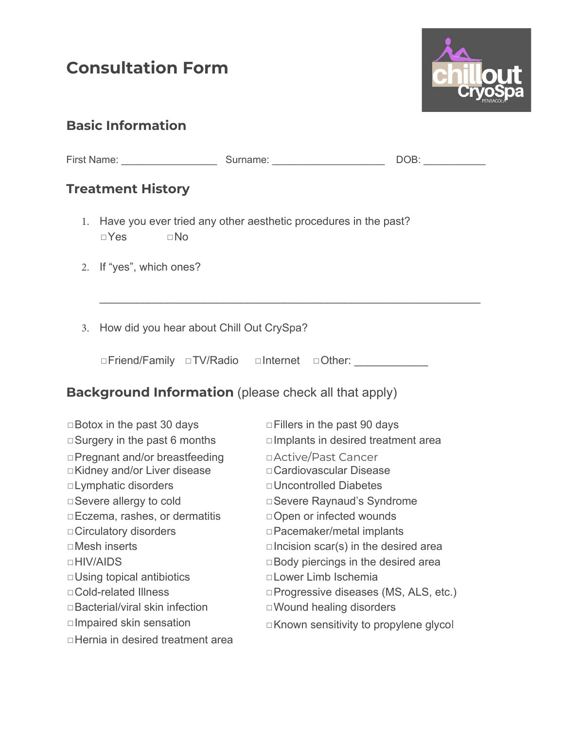# Consultation Form

## Basic Information

First Name: _________________ Surname: ____________________ DOB: ___________

## Treatment History

1. Have you ever tried any other aesthetic procedures in the past?
   □Yes □No

2. If "yes", which ones?

   ______________________________________________________________

3. How did you hear about Chill Out CrySpa?

   □Friend/Family □TV/Radio □Internet □Other: ____________

## Background Information (please check all that apply)

□Botox in the past 30 days
□Surgery in the past 6 months
□Pregnant and/or breastfeeding
□Kidney and/or Liver disease
□Lymphatic disorders
□Severe allergy to cold
□Eczema, rashes, or dermatitis
□Circulatory disorders
□Mesh inserts
□HIV/AIDS
□Using topical antibiotics
□Cold-related Illness
□Bacterial/viral skin infection
□Impaired skin sensation
□Hernia in desired treatment area
□Fillers in the past 90 days
□Implants in desired treatment area
□Active/Past Cancer
□Cardiovascular Disease
□Uncontrolled Diabetes
□Severe Raynaud's Syndrome
□Open or infected wounds
□Pacemaker/metal implants
□Incision scar(s) in the desired area
□Body piercings in the desired area
□Lower Limb Ischemia
□Progressive diseases (MS, ALS, etc.)
□Wound healing disorders
□Known sensitivity to propylene glycol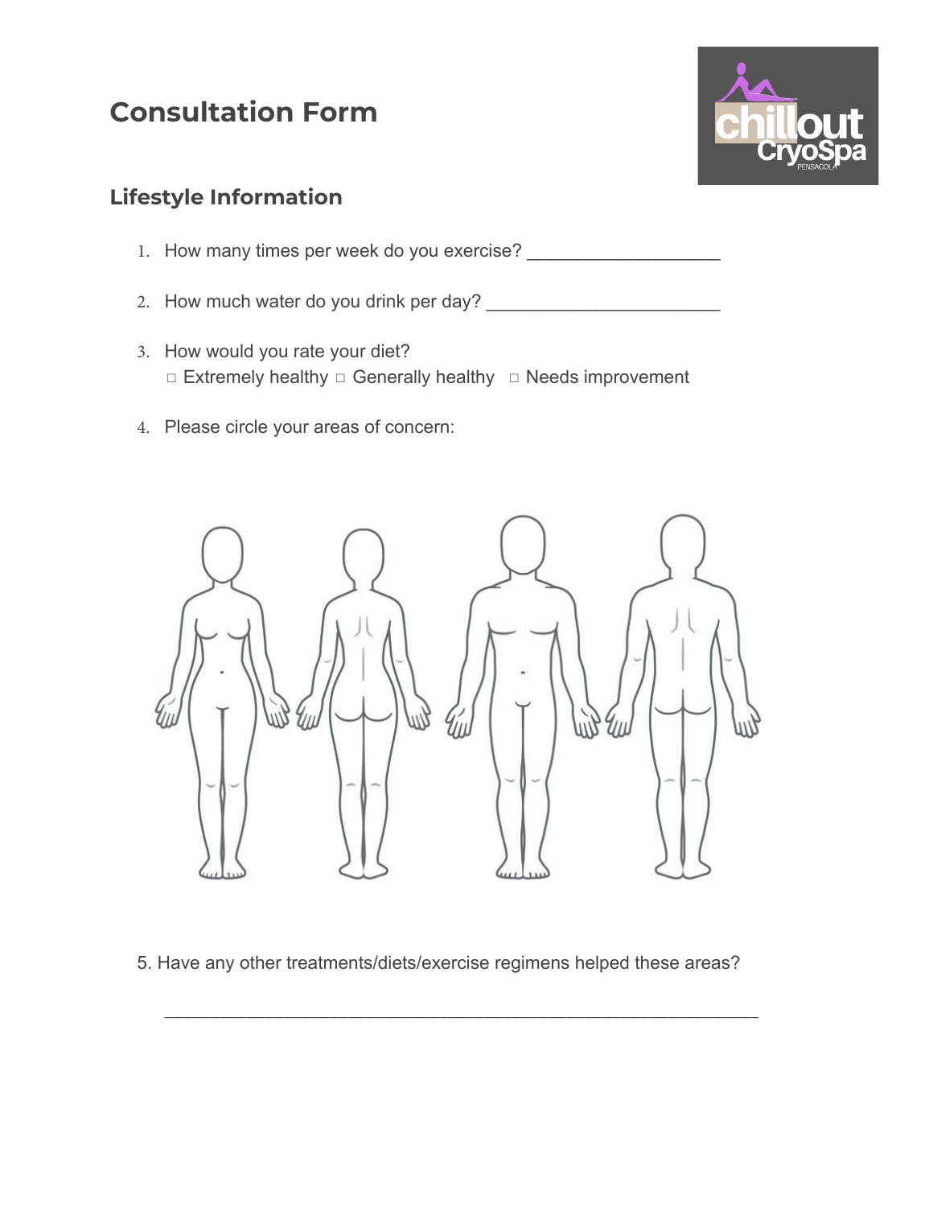# Consultation Form

## Lifestyle Information

1. How many times per week do you exercise? ___________________

2. How much water do you drink per day? _______________________

3. How would you rate your diet?
   □ Extremely healthy □ Generally healthy □ Needs improvement

4. Please circle your areas of concern:

5. Have any other treatments/diets/exercise regimens helped these areas?

   ___________________________________________________________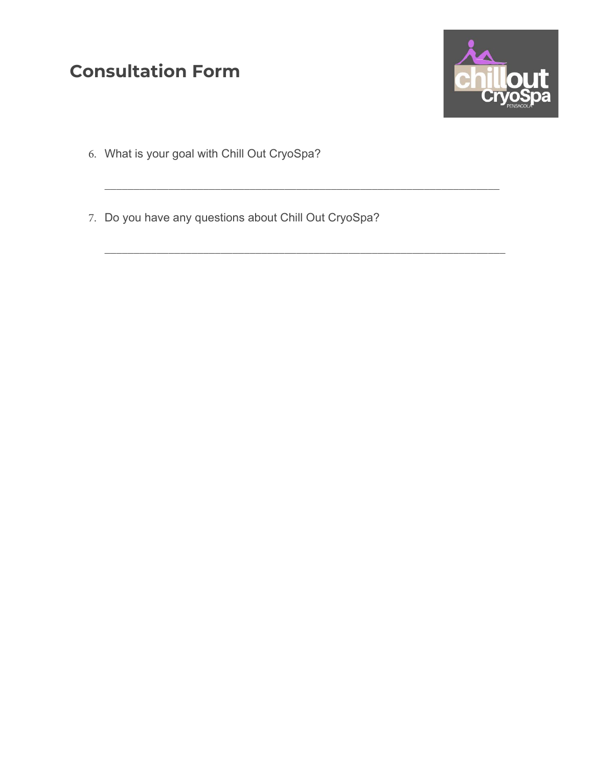## Consultation Form

6. What is your goal with Chill Out CryoSpa?

   ____________________________________________________________

7. Do you have any questions about Chill Out CryoSpa?

   ____________________________________________________________